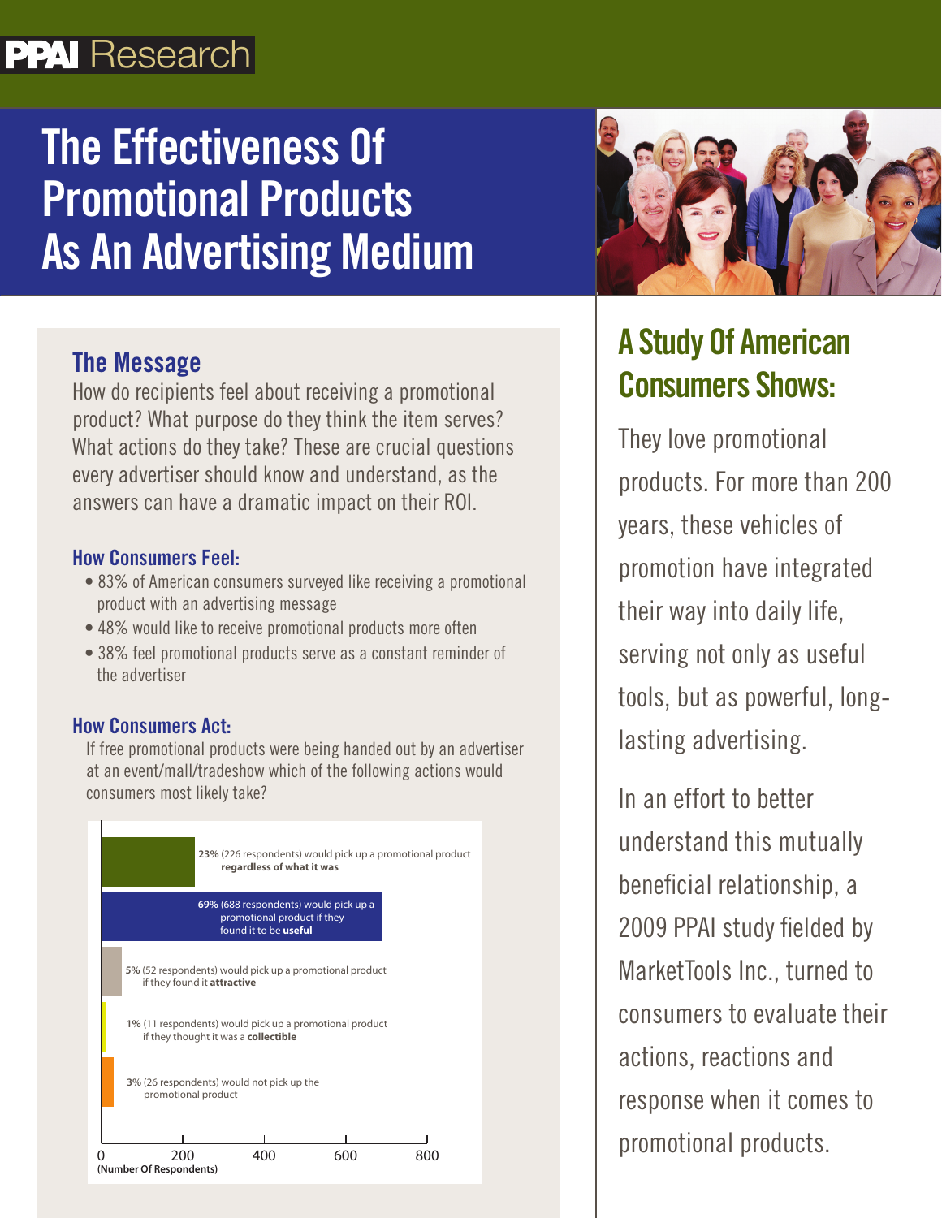PPAI Research

# The Effectiveness Of Promotional Products As An Advertising Medium

## The Message

How do recipients feel about receiving a promotional product? What purpose do they think the item serves? What actions do they take? These are crucial questions every advertiser should know and understand, as the answers can have a dramatic impact on their ROI.

### How Consumers Feel:

- 83% of American consumers surveyed like receiving a promotional product with an advertising message
- 48% would like to receive promotional products more often
- 38% feel promotional products serve as a constant reminder of the advertiser

### How Consumers Act:

If free promotional products were being handed out by an advertiser at an event/mall/tradeshow which of the following actions would consumers most likely take?

- **23%** (226 respondents) would pick up a promotional product **regardless of what it was**
- **69%** (688 respondents) would pick up a promotional product if they found it to be **useful**
- **5%** (52 respondents) would pick up a promotional product if they found it **attractive**
- **1%** (11 respondents) would pick up a promotional product if they thought it was a **collectible**
- **3%** (26 respondents) would not pick up the promotional product

0 200 400 600 800
**(Number Of Respondents)**

## A Study Of American Consumers Shows:

They love promotional products. For more than 200 years, these vehicles of promotion have integrated their way into daily life, serving not only as useful tools, but as powerful, long-lasting advertising.

In an effort to better understand this mutually beneficial relationship, a 2009 PPAI study fielded by MarketTools Inc., turned to consumers to evaluate their actions, reactions and response when it comes to promotional products.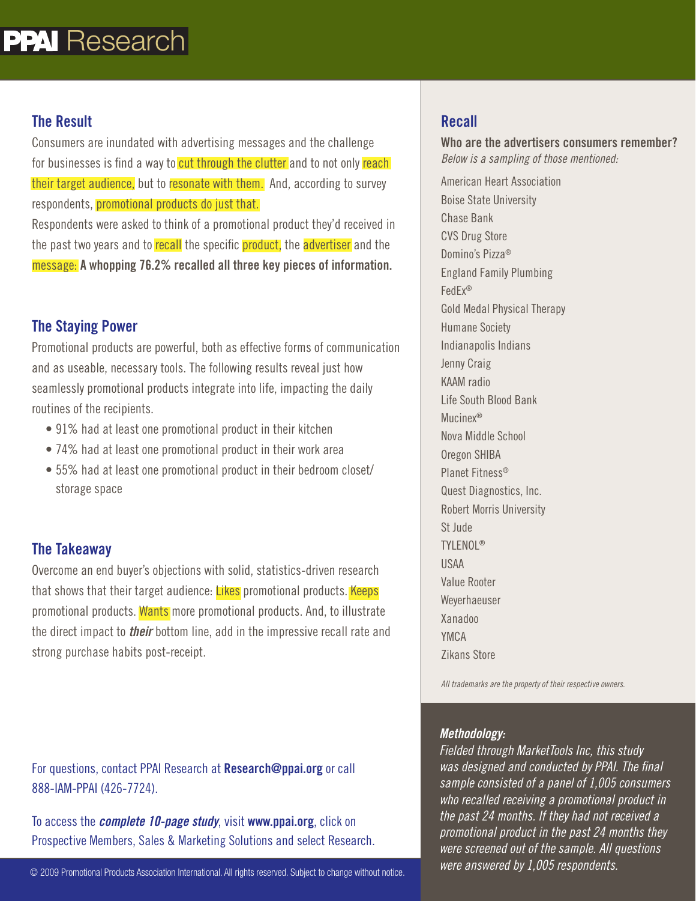# PPAI Research

## The Result

Consumers are inundated with advertising messages and the challenge for businesses is find a way to cut through the clutter and to not only reach their target audience, but to resonate with them. And, according to survey respondents, promotional products do just that.

Respondents were asked to think of a promotional product they'd received in the past two years and to recall the specific product, the advertiser and the message: **A whopping 76.2% recalled all three key pieces of information.**

## The Staying Power

Promotional products are powerful, both as effective forms of communication and as useable, necessary tools. The following results reveal just how seamlessly promotional products integrate into life, impacting the daily routines of the recipients.

- 91% had at least one promotional product in their kitchen
- 74% had at least one promotional product in their work area
- 55% had at least one promotional product in their bedroom closet/storage space

## The Takeaway

Overcome an end buyer's objections with solid, statistics-driven research that shows that their target audience: Likes promotional products. Keeps promotional products. Wants more promotional products. And, to illustrate the direct impact to ***their*** bottom line, add in the impressive recall rate and strong purchase habits post-receipt.

For questions, contact PPAI Research at **Research@ppai.org** or call 888-IAM-PPAI (426-7724).

To access the ***complete 10-page study***, visit **www.ppai.org**, click on Prospective Members, Sales & Marketing Solutions and select Research.

## Recall

**Who are the advertisers consumers remember?**

*Below is a sampling of those mentioned:*

American Heart Association
Boise State University
Chase Bank
CVS Drug Store
Domino's Pizza®
England Family Plumbing
FedEx®
Gold Medal Physical Therapy
Humane Society
Indianapolis Indians
Jenny Craig
KAAM radio
Life South Blood Bank
Mucinex®
Nova Middle School
Oregon SHIBA
Planet Fitness®
Quest Diagnostics, Inc.
Robert Morris University
St Jude
TYLENOL®
USAA
Value Rooter
Weyerhaeuser
Xanadoo
YMCA
Zikans Store

*All trademarks are the property of their respective owners.*

***Methodology:***

*Fielded through MarketTools Inc, this study was designed and conducted by PPAI. The final sample consisted of a panel of 1,005 consumers who recalled receiving a promotional product in the past 24 months. If they had not received a promotional product in the past 24 months they were screened out of the sample. All questions were answered by 1,005 respondents.*

© 2009 Promotional Products Association International. All rights reserved. Subject to change without notice.